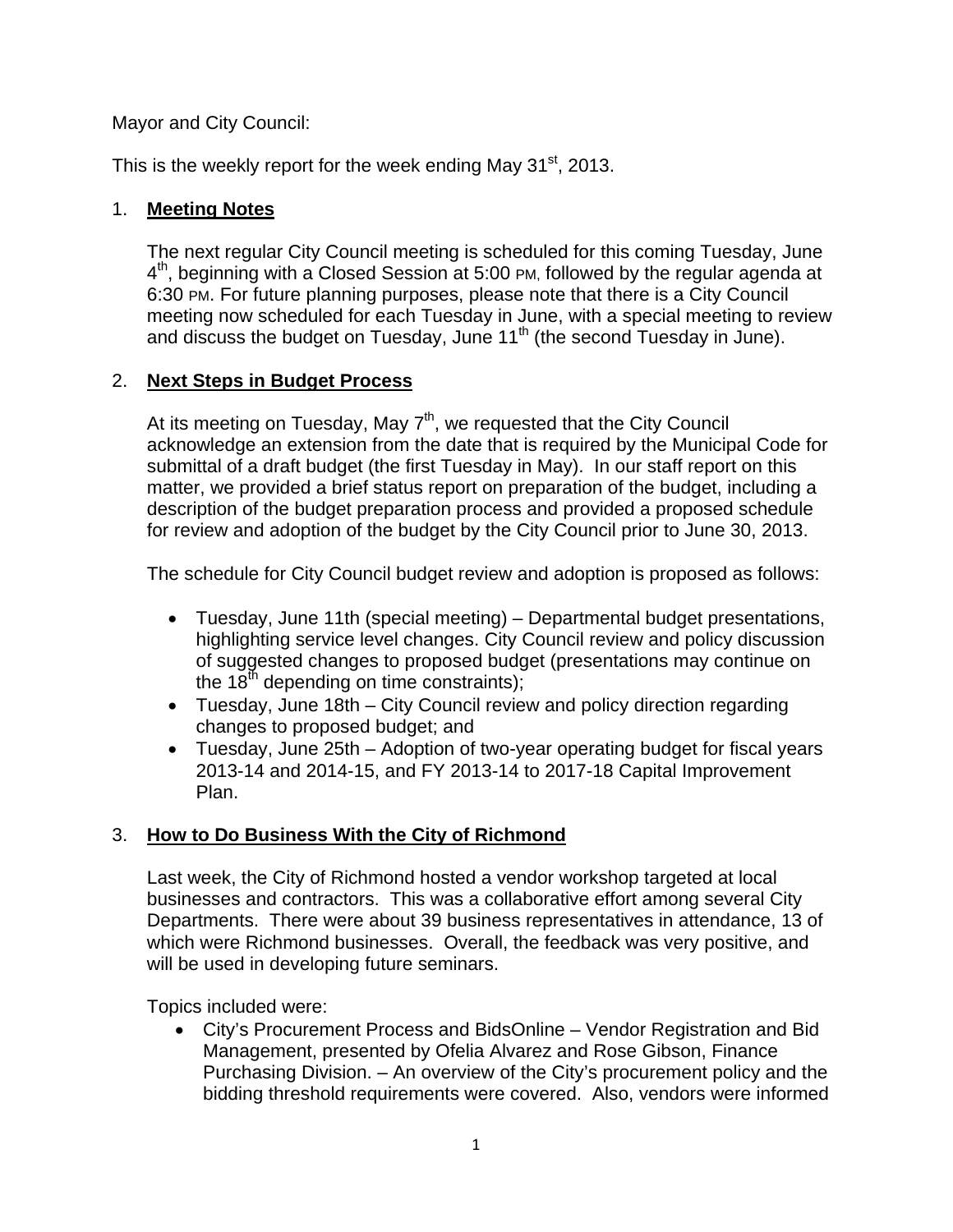Mayor and City Council:

This is the weekly report for the week ending May 31st, 2013.

1. **Meeting Notes**

   The next regular City Council meeting is scheduled for this coming Tuesday, June 4th, beginning with a Closed Session at 5:00 PM, followed by the regular agenda at 6:30 PM. For future planning purposes, please note that there is a City Council meeting now scheduled for each Tuesday in June, with a special meeting to review and discuss the budget on Tuesday, June 11th (the second Tuesday in June).

2. **Next Steps in Budget Process**

   At its meeting on Tuesday, May 7th, we requested that the City Council acknowledge an extension from the date that is required by the Municipal Code for submittal of a draft budget (the first Tuesday in May). In our staff report on this matter, we provided a brief status report on preparation of the budget, including a description of the budget preparation process and provided a proposed schedule for review and adoption of the budget by the City Council prior to June 30, 2013.

   The schedule for City Council budget review and adoption is proposed as follows:

   - Tuesday, June 11th (special meeting) – Departmental budget presentations, highlighting service level changes. City Council review and policy discussion of suggested changes to proposed budget (presentations may continue on the 18th depending on time constraints);
   - Tuesday, June 18th – City Council review and policy direction regarding changes to proposed budget; and
   - Tuesday, June 25th – Adoption of two-year operating budget for fiscal years 2013-14 and 2014-15, and FY 2013-14 to 2017-18 Capital Improvement Plan.

3. **How to Do Business With the City of Richmond**

   Last week, the City of Richmond hosted a vendor workshop targeted at local businesses and contractors. This was a collaborative effort among several City Departments. There were about 39 business representatives in attendance, 13 of which were Richmond businesses. Overall, the feedback was very positive, and will be used in developing future seminars.

   Topics included were:

   - City's Procurement Process and BidsOnline – Vendor Registration and Bid Management, presented by Ofelia Alvarez and Rose Gibson, Finance Purchasing Division. – An overview of the City's procurement policy and the bidding threshold requirements were covered. Also, vendors were informed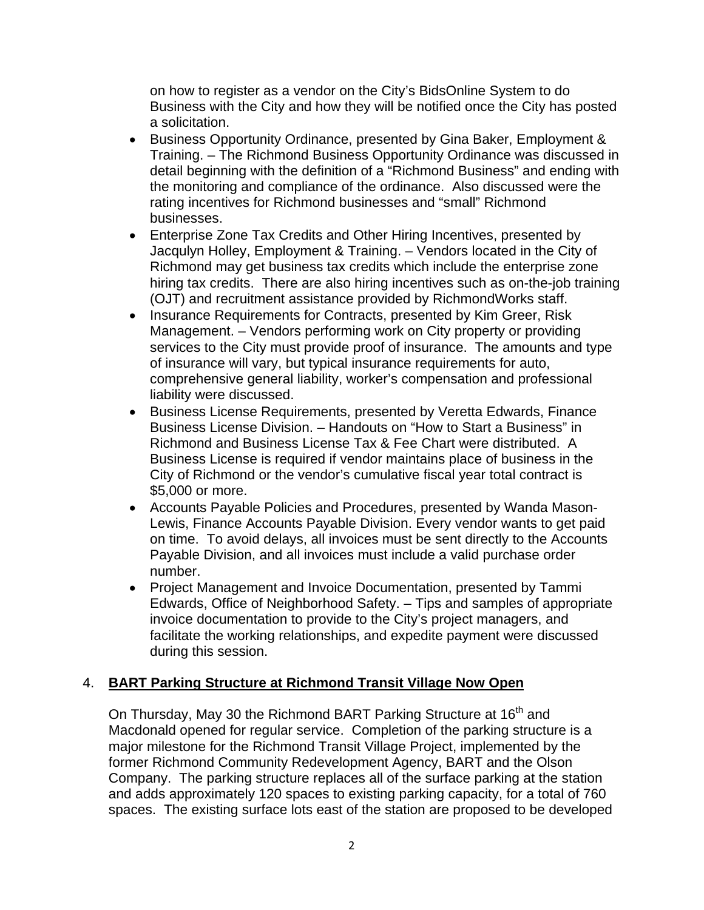on how to register as a vendor on the City's BidsOnline System to do Business with the City and how they will be notified once the City has posted a solicitation.

- Business Opportunity Ordinance, presented by Gina Baker, Employment & Training. – The Richmond Business Opportunity Ordinance was discussed in detail beginning with the definition of a "Richmond Business" and ending with the monitoring and compliance of the ordinance. Also discussed were the rating incentives for Richmond businesses and "small" Richmond businesses.
- Enterprise Zone Tax Credits and Other Hiring Incentives, presented by Jacqulyn Holley, Employment & Training. – Vendors located in the City of Richmond may get business tax credits which include the enterprise zone hiring tax credits. There are also hiring incentives such as on-the-job training (OJT) and recruitment assistance provided by RichmondWorks staff.
- Insurance Requirements for Contracts, presented by Kim Greer, Risk Management. – Vendors performing work on City property or providing services to the City must provide proof of insurance. The amounts and type of insurance will vary, but typical insurance requirements for auto, comprehensive general liability, worker's compensation and professional liability were discussed.
- Business License Requirements, presented by Veretta Edwards, Finance Business License Division. – Handouts on "How to Start a Business" in Richmond and Business License Tax & Fee Chart were distributed. A Business License is required if vendor maintains place of business in the City of Richmond or the vendor's cumulative fiscal year total contract is $5,000 or more.
- Accounts Payable Policies and Procedures, presented by Wanda Mason-Lewis, Finance Accounts Payable Division. Every vendor wants to get paid on time. To avoid delays, all invoices must be sent directly to the Accounts Payable Division, and all invoices must include a valid purchase order number.
- Project Management and Invoice Documentation, presented by Tammi Edwards, Office of Neighborhood Safety. – Tips and samples of appropriate invoice documentation to provide to the City's project managers, and facilitate the working relationships, and expedite payment were discussed during this session.

4. **BART Parking Structure at Richmond Transit Village Now Open**

On Thursday, May 30 the Richmond BART Parking Structure at 16th and Macdonald opened for regular service. Completion of the parking structure is a major milestone for the Richmond Transit Village Project, implemented by the former Richmond Community Redevelopment Agency, BART and the Olson Company. The parking structure replaces all of the surface parking at the station and adds approximately 120 spaces to existing parking capacity, for a total of 760 spaces. The existing surface lots east of the station are proposed to be developed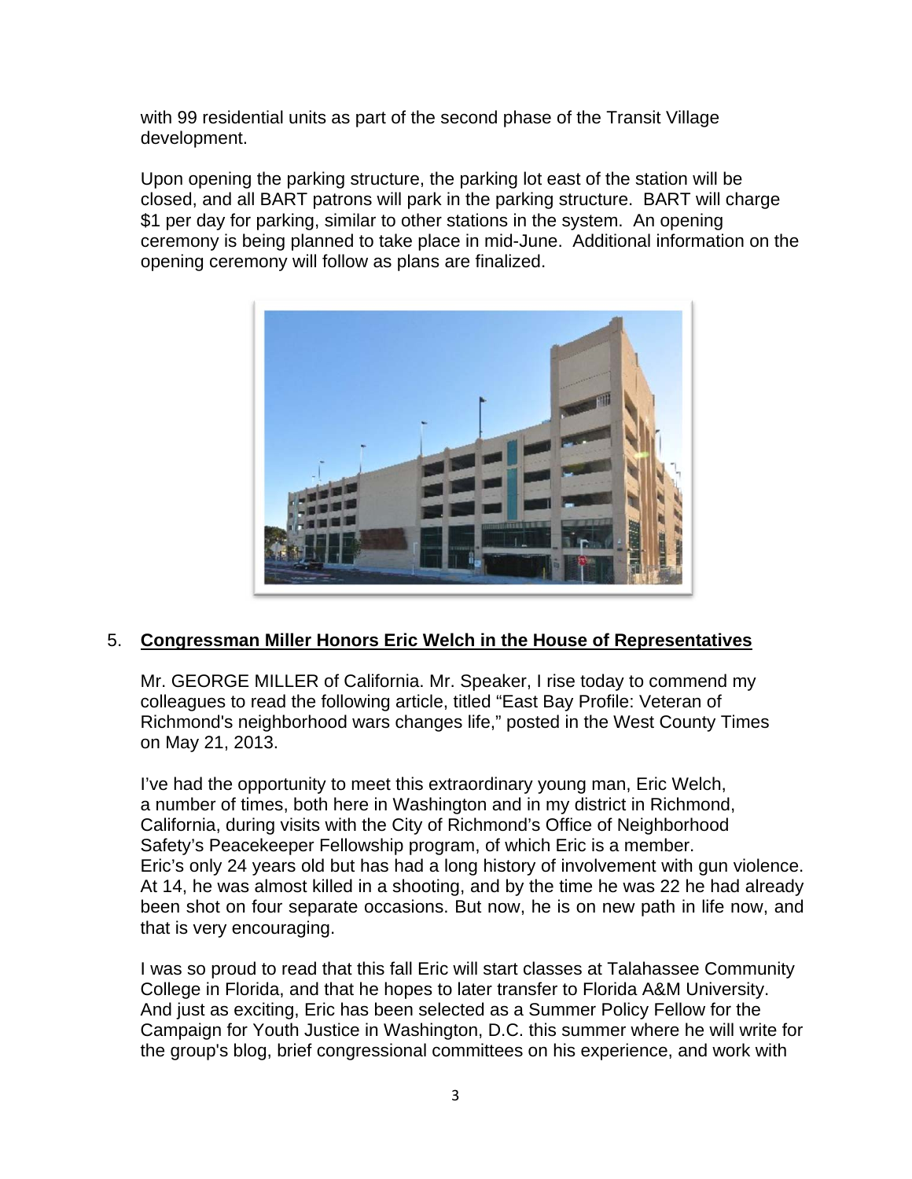with 99 residential units as part of the second phase of the Transit Village development.

Upon opening the parking structure, the parking lot east of the station will be closed, and all BART patrons will park in the parking structure. BART will charge $1 per day for parking, similar to other stations in the system. An opening ceremony is being planned to take place in mid-June. Additional information on the opening ceremony will follow as plans are finalized.

5. **Congressman Miller Honors Eric Welch in the House of Representatives**

Mr. GEORGE MILLER of California. Mr. Speaker, I rise today to commend my colleagues to read the following article, titled "East Bay Profile: Veteran of Richmond's neighborhood wars changes life," posted in the West County Times on May 21, 2013.

I've had the opportunity to meet this extraordinary young man, Eric Welch, a number of times, both here in Washington and in my district in Richmond, California, during visits with the City of Richmond's Office of Neighborhood Safety's Peacekeeper Fellowship program, of which Eric is a member. Eric's only 24 years old but has had a long history of involvement with gun violence. At 14, he was almost killed in a shooting, and by the time he was 22 he had already been shot on four separate occasions. But now, he is on new path in life now, and that is very encouraging.

I was so proud to read that this fall Eric will start classes at Talahassee Community College in Florida, and that he hopes to later transfer to Florida A&M University. And just as exciting, Eric has been selected as a Summer Policy Fellow for the Campaign for Youth Justice in Washington, D.C. this summer where he will write for the group's blog, brief congressional committees on his experience, and work with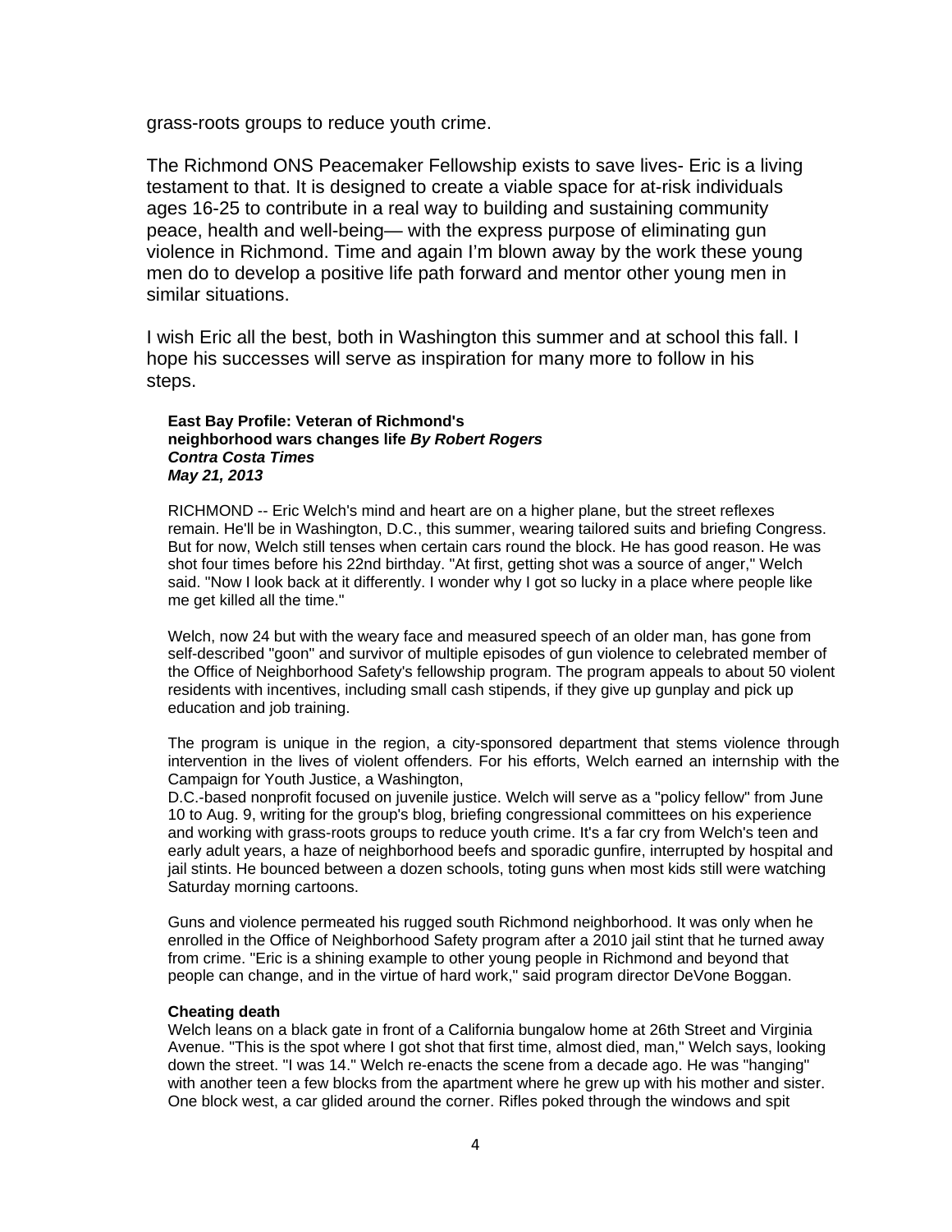grass-roots groups to reduce youth crime.

The Richmond ONS Peacemaker Fellowship exists to save lives- Eric is a living testament to that. It is designed to create a viable space for at-risk individuals ages 16-25 to contribute in a real way to building and sustaining community peace, health and well-being— with the express purpose of eliminating gun violence in Richmond. Time and again I'm blown away by the work these young men do to develop a positive life path forward and mentor other young men in similar situations.

I wish Eric all the best, both in Washington this summer and at school this fall. I hope his successes will serve as inspiration for many more to follow in his steps.

**East Bay Profile: Veteran of Richmond's neighborhood wars changes life *By Robert Rogers***
***Contra Costa Times***
***May 21, 2013***

RICHMOND -- Eric Welch's mind and heart are on a higher plane, but the street reflexes remain. He'll be in Washington, D.C., this summer, wearing tailored suits and briefing Congress. But for now, Welch still tenses when certain cars round the block. He has good reason. He was shot four times before his 22nd birthday. "At first, getting shot was a source of anger," Welch said. "Now I look back at it differently. I wonder why I got so lucky in a place where people like me get killed all the time."

Welch, now 24 but with the weary face and measured speech of an older man, has gone from self-described "goon" and survivor of multiple episodes of gun violence to celebrated member of the Office of Neighborhood Safety's fellowship program. The program appeals to about 50 violent residents with incentives, including small cash stipends, if they give up gunplay and pick up education and job training.

The program is unique in the region, a city-sponsored department that stems violence through intervention in the lives of violent offenders. For his efforts, Welch earned an internship with the Campaign for Youth Justice, a Washington, D.C.-based nonprofit focused on juvenile justice. Welch will serve as a "policy fellow" from June 10 to Aug. 9, writing for the group's blog, briefing congressional committees on his experience and working with grass-roots groups to reduce youth crime. It's a far cry from Welch's teen and early adult years, a haze of neighborhood beefs and sporadic gunfire, interrupted by hospital and jail stints. He bounced between a dozen schools, toting guns when most kids still were watching Saturday morning cartoons.

Guns and violence permeated his rugged south Richmond neighborhood. It was only when he enrolled in the Office of Neighborhood Safety program after a 2010 jail stint that he turned away from crime. "Eric is a shining example to other young people in Richmond and beyond that people can change, and in the virtue of hard work," said program director DeVone Boggan.

**Cheating death**

Welch leans on a black gate in front of a California bungalow home at 26th Street and Virginia Avenue. "This is the spot where I got shot that first time, almost died, man," Welch says, looking down the street. "I was 14." Welch re-enacts the scene from a decade ago. He was "hanging" with another teen a few blocks from the apartment where he grew up with his mother and sister. One block west, a car glided around the corner. Rifles poked through the windows and spit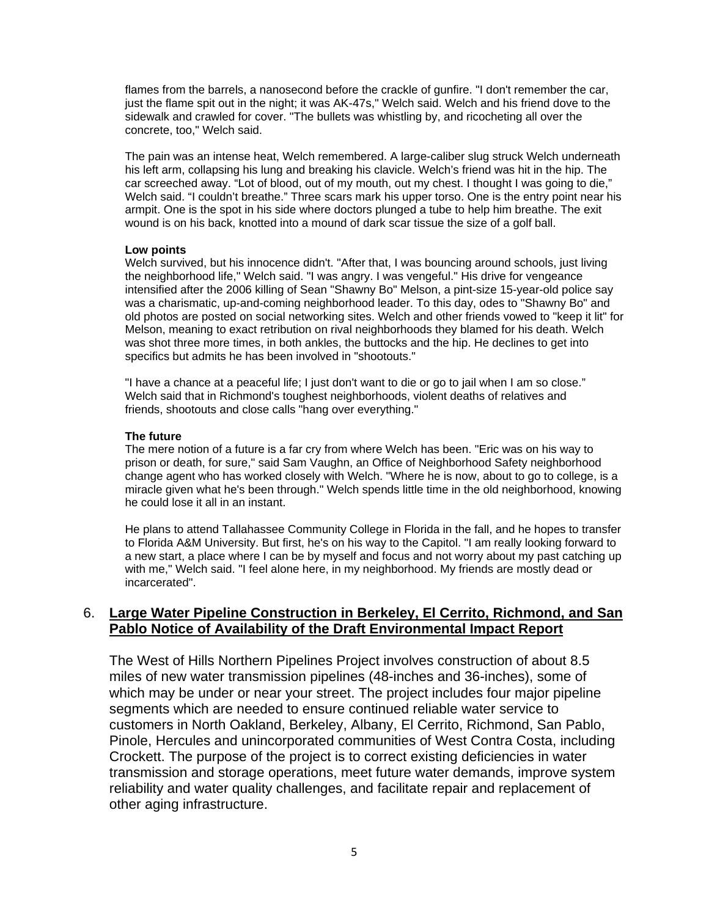flames from the barrels, a nanosecond before the crackle of gunfire. "I don't remember the car, just the flame spit out in the night; it was AK-47s," Welch said. Welch and his friend dove to the sidewalk and crawled for cover. "The bullets was whistling by, and ricocheting all over the concrete, too," Welch said.

The pain was an intense heat, Welch remembered. A large-caliber slug struck Welch underneath his left arm, collapsing his lung and breaking his clavicle. Welch's friend was hit in the hip. The car screeched away. "Lot of blood, out of my mouth, out my chest. I thought I was going to die," Welch said. "I couldn't breathe." Three scars mark his upper torso. One is the entry point near his armpit. One is the spot in his side where doctors plunged a tube to help him breathe. The exit wound is on his back, knotted into a mound of dark scar tissue the size of a golf ball.

**Low points**

Welch survived, but his innocence didn't. "After that, I was bouncing around schools, just living the neighborhood life," Welch said. "I was angry. I was vengeful." His drive for vengeance intensified after the 2006 killing of Sean "Shawny Bo" Melson, a pint-size 15-year-old police say was a charismatic, up-and-coming neighborhood leader. To this day, odes to "Shawny Bo" and old photos are posted on social networking sites. Welch and other friends vowed to "keep it lit" for Melson, meaning to exact retribution on rival neighborhoods they blamed for his death. Welch was shot three more times, in both ankles, the buttocks and the hip. He declines to get into specifics but admits he has been involved in "shootouts."

"I have a chance at a peaceful life; I just don't want to die or go to jail when I am so close." Welch said that in Richmond's toughest neighborhoods, violent deaths of relatives and friends, shootouts and close calls "hang over everything."

**The future**

The mere notion of a future is a far cry from where Welch has been. "Eric was on his way to prison or death, for sure," said Sam Vaughn, an Office of Neighborhood Safety neighborhood change agent who has worked closely with Welch. "Where he is now, about to go to college, is a miracle given what he's been through." Welch spends little time in the old neighborhood, knowing he could lose it all in an instant.

He plans to attend Tallahassee Community College in Florida in the fall, and he hopes to transfer to Florida A&M University. But first, he's on his way to the Capitol. "I am really looking forward to a new start, a place where I can be by myself and focus and not worry about my past catching up with me," Welch said. "I feel alone here, in my neighborhood. My friends are mostly dead or incarcerated".

## 6. Large Water Pipeline Construction in Berkeley, El Cerrito, Richmond, and San Pablo Notice of Availability of the Draft Environmental Impact Report

The West of Hills Northern Pipelines Project involves construction of about 8.5 miles of new water transmission pipelines (48-inches and 36-inches), some of which may be under or near your street. The project includes four major pipeline segments which are needed to ensure continued reliable water service to customers in North Oakland, Berkeley, Albany, El Cerrito, Richmond, San Pablo, Pinole, Hercules and unincorporated communities of West Contra Costa, including Crockett. The purpose of the project is to correct existing deficiencies in water transmission and storage operations, meet future water demands, improve system reliability and water quality challenges, and facilitate repair and replacement of other aging infrastructure.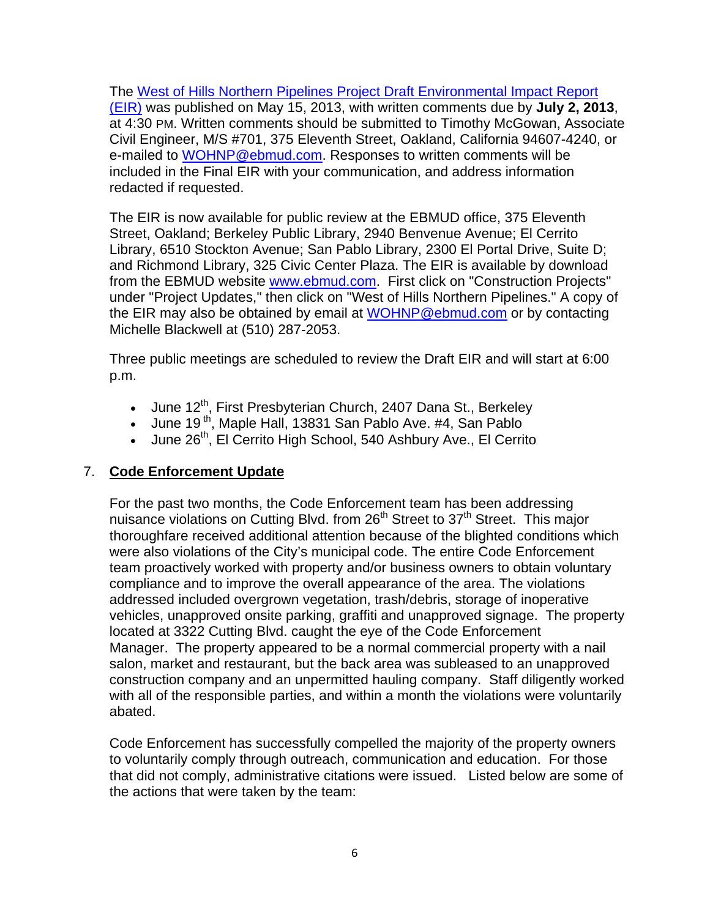The [West of Hills Northern Pipelines Project Draft Environmental Impact Report (EIR)]() was published on May 15, 2013, with written comments due by **July 2, 2013**, at 4:30 PM. Written comments should be submitted to Timothy McGowan, Associate Civil Engineer, M/S #701, 375 Eleventh Street, Oakland, California 94607-4240, or e-mailed to WOHNP@ebmud.com. Responses to written comments will be included in the Final EIR with your communication, and address information redacted if requested.

The EIR is now available for public review at the EBMUD office, 375 Eleventh Street, Oakland; Berkeley Public Library, 2940 Benvenue Avenue; El Cerrito Library, 6510 Stockton Avenue; San Pablo Library, 2300 El Portal Drive, Suite D; and Richmond Library, 325 Civic Center Plaza. The EIR is available by download from the EBMUD website www.ebmud.com. First click on "Construction Projects" under "Project Updates," then click on "West of Hills Northern Pipelines." A copy of the EIR may also be obtained by email at WOHNP@ebmud.com or by contacting Michelle Blackwell at (510) 287-2053.

Three public meetings are scheduled to review the Draft EIR and will start at 6:00 p.m.

- June 12th, First Presbyterian Church, 2407 Dana St., Berkeley
- June 19th, Maple Hall, 13831 San Pablo Ave. #4, San Pablo
- June 26th, El Cerrito High School, 540 Ashbury Ave., El Cerrito

## 7. **Code Enforcement Update**

For the past two months, the Code Enforcement team has been addressing nuisance violations on Cutting Blvd. from 26th Street to 37th Street. This major thoroughfare received additional attention because of the blighted conditions which were also violations of the City's municipal code. The entire Code Enforcement team proactively worked with property and/or business owners to obtain voluntary compliance and to improve the overall appearance of the area. The violations addressed included overgrown vegetation, trash/debris, storage of inoperative vehicles, unapproved onsite parking, graffiti and unapproved signage. The property located at 3322 Cutting Blvd. caught the eye of the Code Enforcement Manager. The property appeared to be a normal commercial property with a nail salon, market and restaurant, but the back area was subleased to an unapproved construction company and an unpermitted hauling company. Staff diligently worked with all of the responsible parties, and within a month the violations were voluntarily abated.

Code Enforcement has successfully compelled the majority of the property owners to voluntarily comply through outreach, communication and education. For those that did not comply, administrative citations were issued. Listed below are some of the actions that were taken by the team: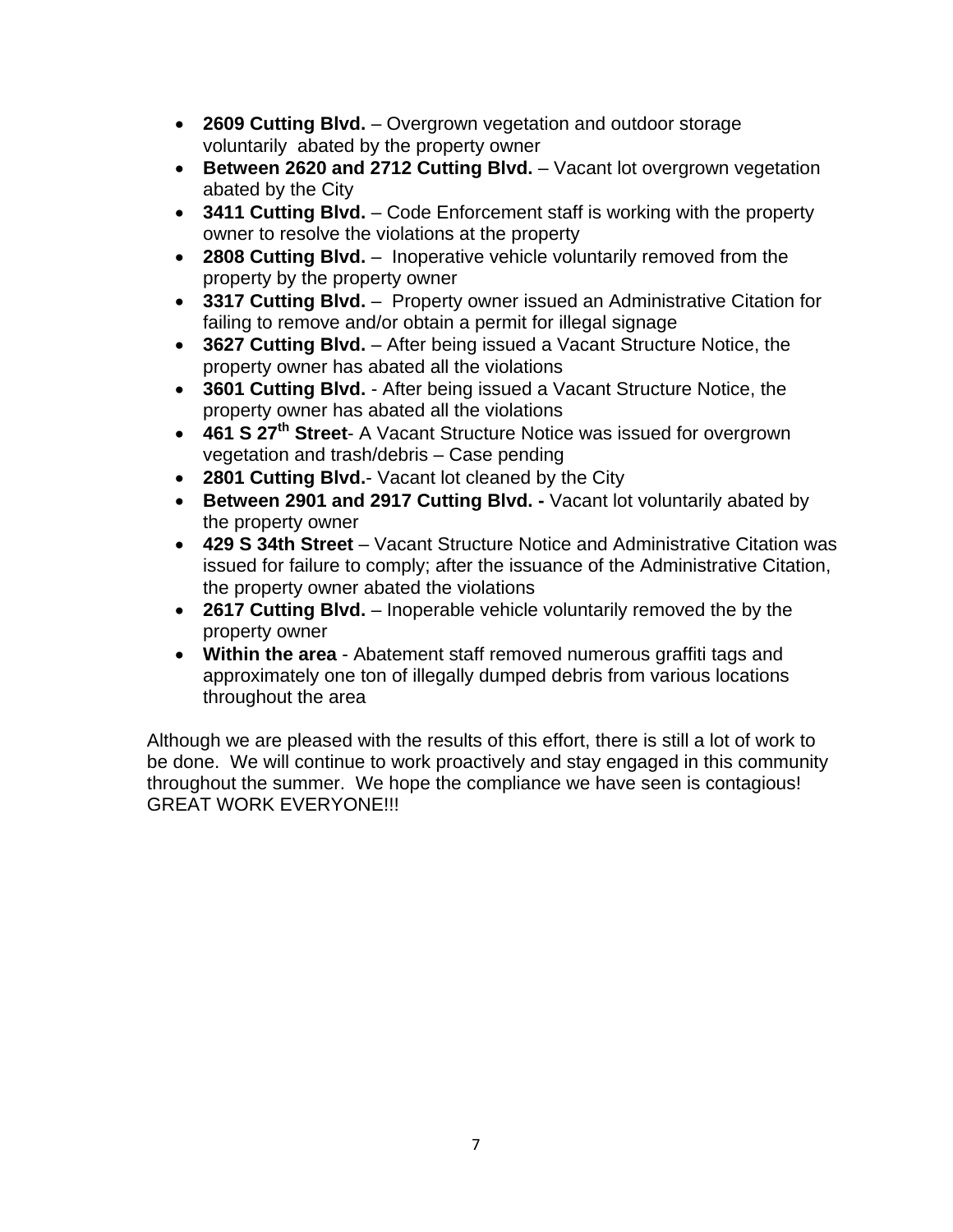- **2609 Cutting Blvd.** – Overgrown vegetation and outdoor storage voluntarily abated by the property owner
- **Between 2620 and 2712 Cutting Blvd.** – Vacant lot overgrown vegetation abated by the City
- **3411 Cutting Blvd.** – Code Enforcement staff is working with the property owner to resolve the violations at the property
- **2808 Cutting Blvd.** – Inoperative vehicle voluntarily removed from the property by the property owner
- **3317 Cutting Blvd.** – Property owner issued an Administrative Citation for failing to remove and/or obtain a permit for illegal signage
- **3627 Cutting Blvd.** – After being issued a Vacant Structure Notice, the property owner has abated all the violations
- **3601 Cutting Blvd.** - After being issued a Vacant Structure Notice, the property owner has abated all the violations
- **461 S 27th Street**- A Vacant Structure Notice was issued for overgrown vegetation and trash/debris – Case pending
- **2801 Cutting Blvd.**- Vacant lot cleaned by the City
- **Between 2901 and 2917 Cutting Blvd. -** Vacant lot voluntarily abated by the property owner
- **429 S 34th Street** – Vacant Structure Notice and Administrative Citation was issued for failure to comply; after the issuance of the Administrative Citation, the property owner abated the violations
- **2617 Cutting Blvd.** – Inoperable vehicle voluntarily removed the by the property owner
- **Within the area** - Abatement staff removed numerous graffiti tags and approximately one ton of illegally dumped debris from various locations throughout the area

Although we are pleased with the results of this effort, there is still a lot of work to be done. We will continue to work proactively and stay engaged in this community throughout the summer. We hope the compliance we have seen is contagious! GREAT WORK EVERYONE!!!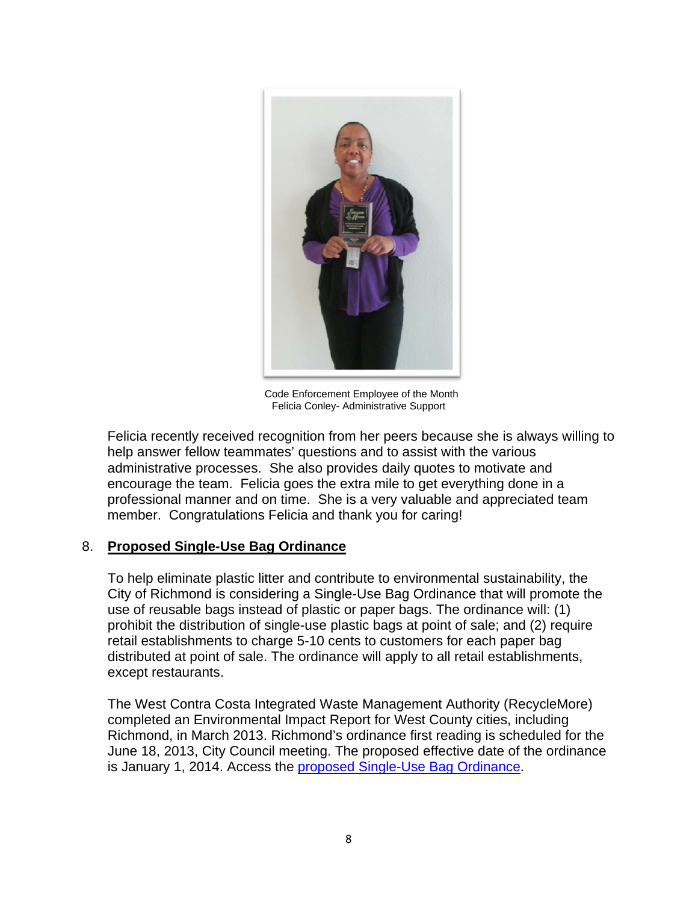Code Enforcement Employee of the Month
Felicia Conley- Administrative Support

Felicia recently received recognition from her peers because she is always willing to help answer fellow teammates' questions and to assist with the various administrative processes. She also provides daily quotes to motivate and encourage the team. Felicia goes the extra mile to get everything done in a professional manner and on time. She is a very valuable and appreciated team member. Congratulations Felicia and thank you for caring!

## 8. Proposed Single-Use Bag Ordinance

To help eliminate plastic litter and contribute to environmental sustainability, the City of Richmond is considering a Single-Use Bag Ordinance that will promote the use of reusable bags instead of plastic or paper bags. The ordinance will: (1) prohibit the distribution of single-use plastic bags at point of sale; and (2) require retail establishments to charge 5-10 cents to customers for each paper bag distributed at point of sale. The ordinance will apply to all retail establishments, except restaurants.

The West Contra Costa Integrated Waste Management Authority (RecycleMore) completed an Environmental Impact Report for West County cities, including Richmond, in March 2013. Richmond's ordinance first reading is scheduled for the June 18, 2013, City Council meeting. The proposed effective date of the ordinance is January 1, 2014. Access the proposed Single-Use Bag Ordinance.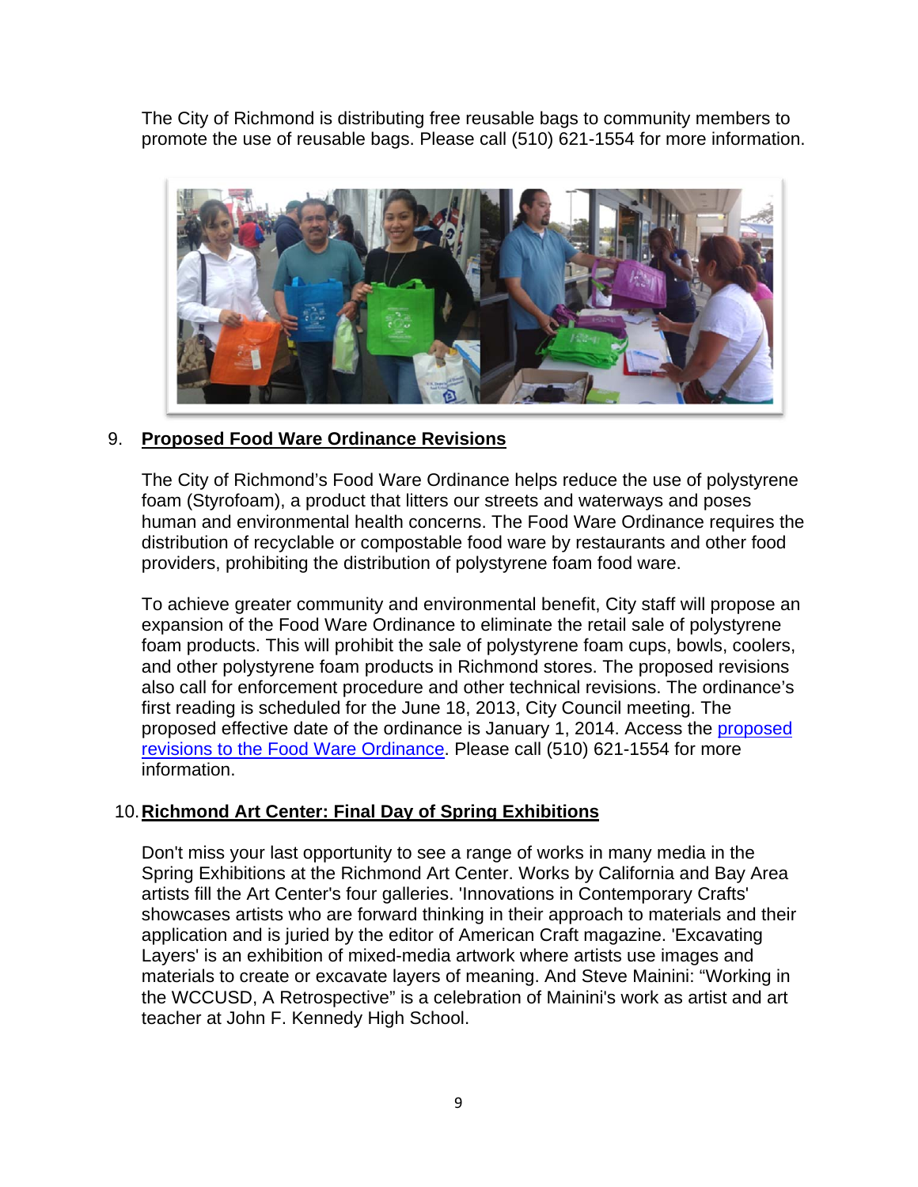The City of Richmond is distributing free reusable bags to community members to promote the use of reusable bags. Please call (510) 621-1554 for more information.

9. **Proposed Food Ware Ordinance Revisions**

The City of Richmond's Food Ware Ordinance helps reduce the use of polystyrene foam (Styrofoam), a product that litters our streets and waterways and poses human and environmental health concerns. The Food Ware Ordinance requires the distribution of recyclable or compostable food ware by restaurants and other food providers, prohibiting the distribution of polystyrene foam food ware.

To achieve greater community and environmental benefit, City staff will propose an expansion of the Food Ware Ordinance to eliminate the retail sale of polystyrene foam products. This will prohibit the sale of polystyrene foam cups, bowls, coolers, and other polystyrene foam products in Richmond stores. The proposed revisions also call for enforcement procedure and other technical revisions. The ordinance's first reading is scheduled for the June 18, 2013, City Council meeting. The proposed effective date of the ordinance is January 1, 2014. Access the proposed revisions to the Food Ware Ordinance. Please call (510) 621-1554 for more information.

10. **Richmond Art Center: Final Day of Spring Exhibitions**

Don't miss your last opportunity to see a range of works in many media in the Spring Exhibitions at the Richmond Art Center. Works by California and Bay Area artists fill the Art Center's four galleries. 'Innovations in Contemporary Crafts' showcases artists who are forward thinking in their approach to materials and their application and is juried by the editor of American Craft magazine. 'Excavating Layers' is an exhibition of mixed-media artwork where artists use images and materials to create or excavate layers of meaning. And Steve Mainini: "Working in the WCCUSD, A Retrospective" is a celebration of Mainini's work as artist and art teacher at John F. Kennedy High School.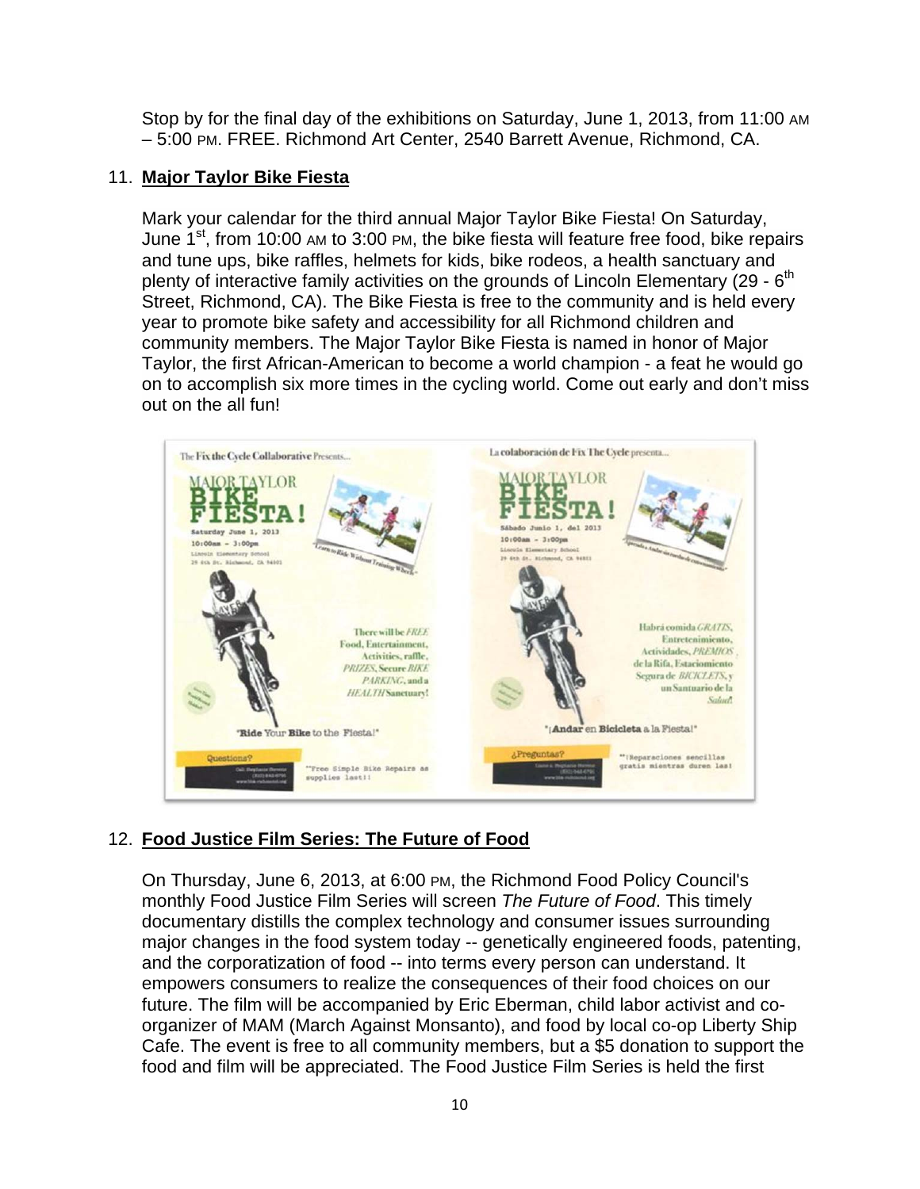Stop by for the final day of the exhibitions on Saturday, June 1, 2013, from 11:00 AM – 5:00 PM. FREE. Richmond Art Center, 2540 Barrett Avenue, Richmond, CA.

11. **Major Taylor Bike Fiesta**

   Mark your calendar for the third annual Major Taylor Bike Fiesta! On Saturday, June 1st, from 10:00 AM to 3:00 PM, the bike fiesta will feature free food, bike repairs and tune ups, bike raffles, helmets for kids, bike rodeos, a health sanctuary and plenty of interactive family activities on the grounds of Lincoln Elementary (29 - 6th Street, Richmond, CA). The Bike Fiesta is free to the community and is held every year to promote bike safety and accessibility for all Richmond children and community members. The Major Taylor Bike Fiesta is named in honor of Major Taylor, the first African-American to become a world champion - a feat he would go on to accomplish six more times in the cycling world. Come out early and don't miss out on the all fun!

12. **Food Justice Film Series: The Future of Food**

   On Thursday, June 6, 2013, at 6:00 PM, the Richmond Food Policy Council's monthly Food Justice Film Series will screen *The Future of Food*. This timely documentary distills the complex technology and consumer issues surrounding major changes in the food system today -- genetically engineered foods, patenting, and the corporatization of food -- into terms every person can understand. It empowers consumers to realize the consequences of their food choices on our future. The film will be accompanied by Eric Eberman, child labor activist and co-organizer of MAM (March Against Monsanto), and food by local co-op Liberty Ship Cafe. The event is free to all community members, but a $5 donation to support the food and film will be appreciated. The Food Justice Film Series is held the first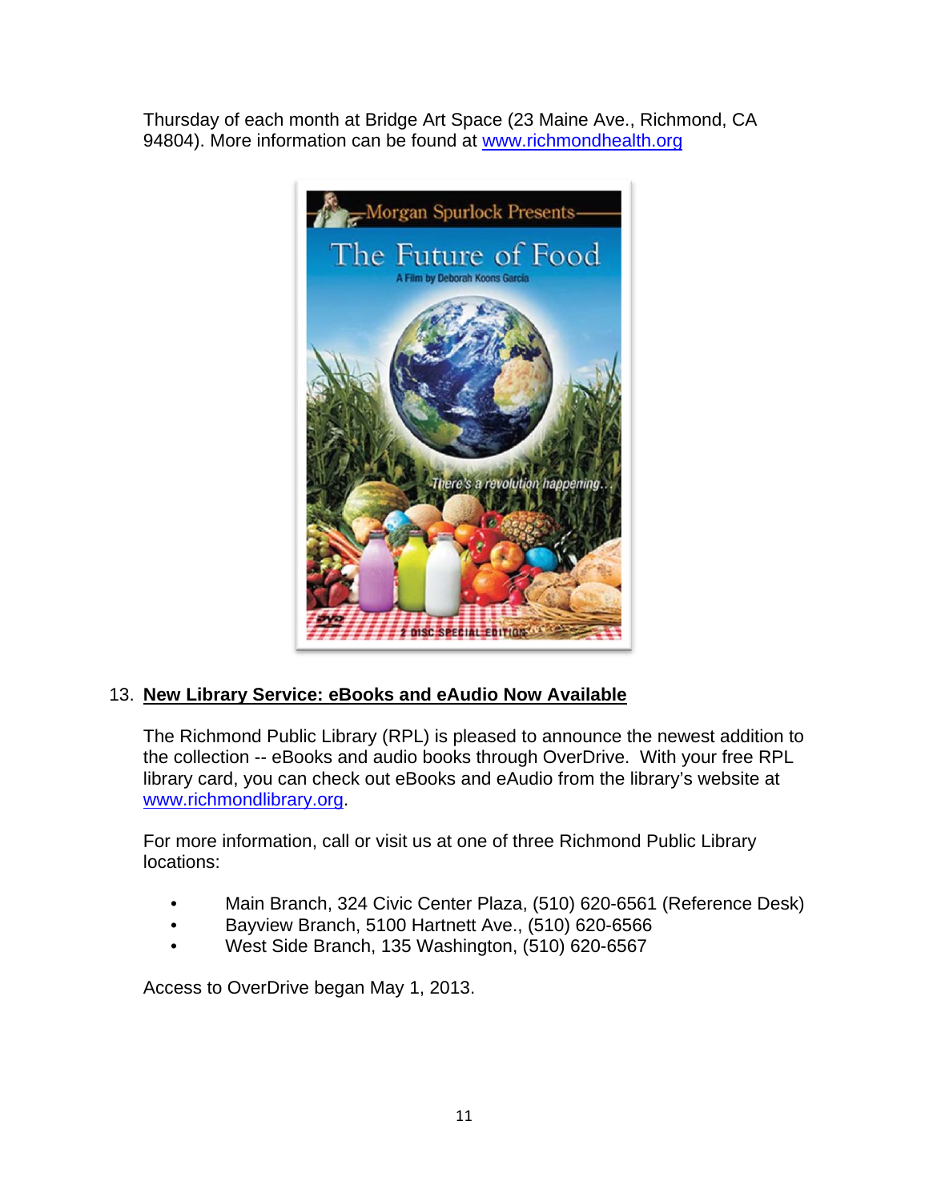Thursday of each month at Bridge Art Space (23 Maine Ave., Richmond, CA 94804). More information can be found at www.richmondhealth.org

13. **New Library Service: eBooks and eAudio Now Available**

The Richmond Public Library (RPL) is pleased to announce the newest addition to the collection -- eBooks and audio books through OverDrive. With your free RPL library card, you can check out eBooks and eAudio from the library's website at www.richmondlibrary.org.

For more information, call or visit us at one of three Richmond Public Library locations:

- Main Branch, 324 Civic Center Plaza, (510) 620-6561 (Reference Desk)
- Bayview Branch, 5100 Hartnett Ave., (510) 620-6566
- West Side Branch, 135 Washington, (510) 620-6567

Access to OverDrive began May 1, 2013.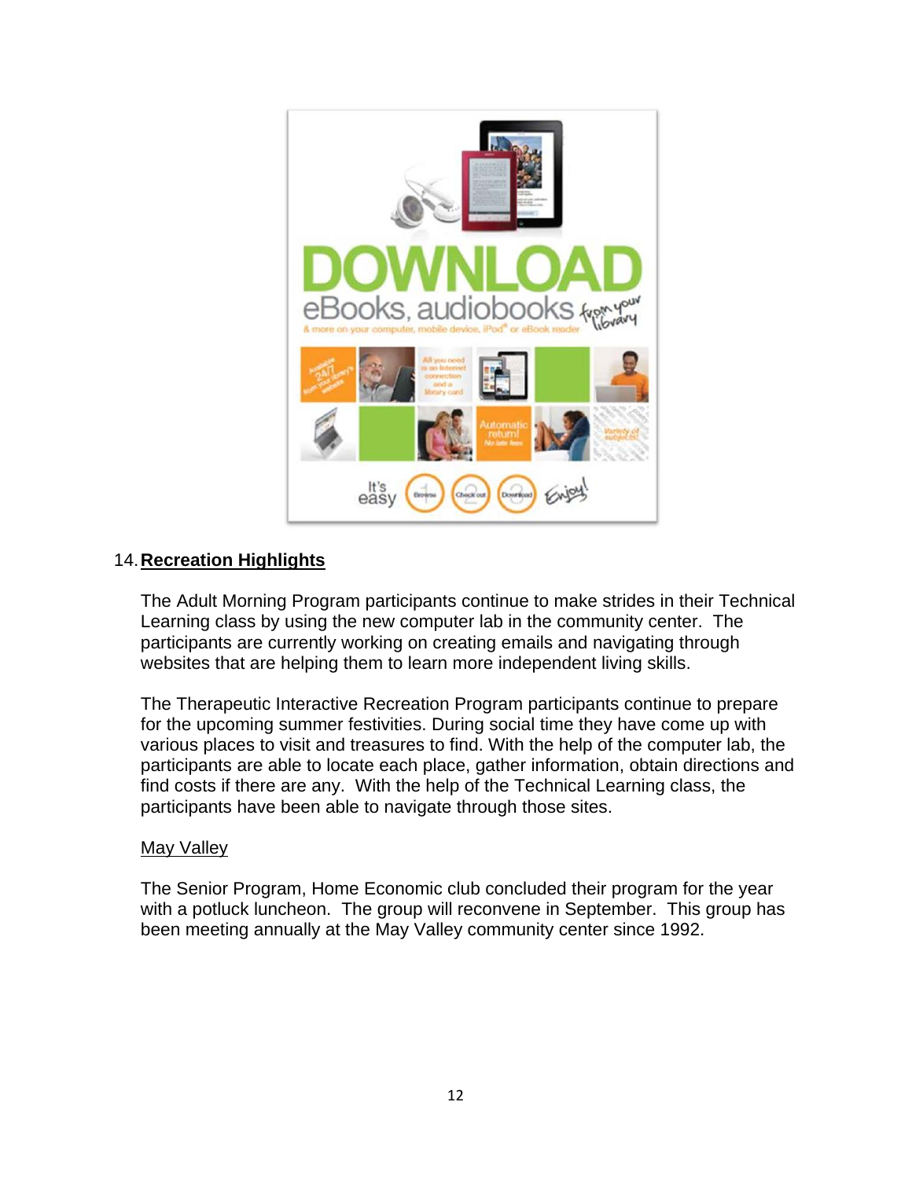14. **Recreation Highlights**

The Adult Morning Program participants continue to make strides in their Technical Learning class by using the new computer lab in the community center. The participants are currently working on creating emails and navigating through websites that are helping them to learn more independent living skills.

The Therapeutic Interactive Recreation Program participants continue to prepare for the upcoming summer festivities. During social time they have come up with various places to visit and treasures to find. With the help of the computer lab, the participants are able to locate each place, gather information, obtain directions and find costs if there are any. With the help of the Technical Learning class, the participants have been able to navigate through those sites.

May Valley

The Senior Program, Home Economic club concluded their program for the year with a potluck luncheon. The group will reconvene in September. This group has been meeting annually at the May Valley community center since 1992.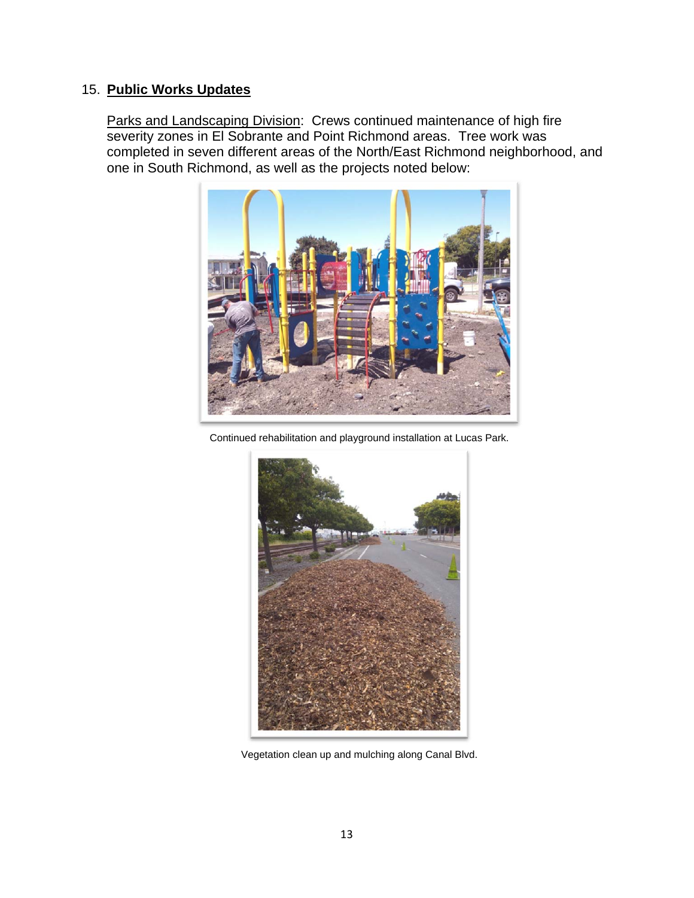15. **Public Works Updates**

Parks and Landscaping Division: Crews continued maintenance of high fire severity zones in El Sobrante and Point Richmond areas. Tree work was completed in seven different areas of the North/East Richmond neighborhood, and one in South Richmond, as well as the projects noted below:

Continued rehabilitation and playground installation at Lucas Park.

Vegetation clean up and mulching along Canal Blvd.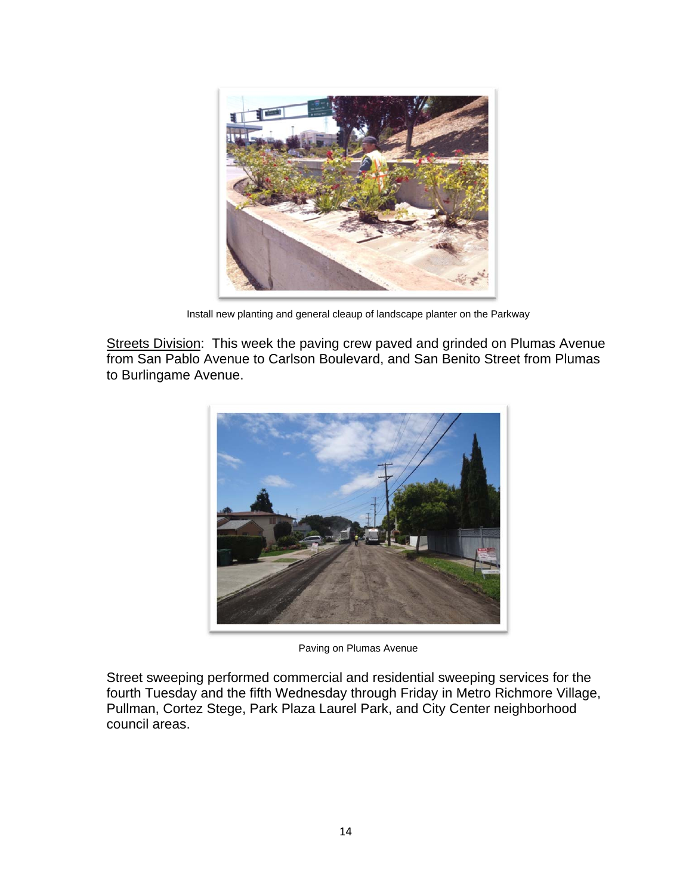Install new planting and general cleaup of landscape planter on the Parkway

Streets Division: This week the paving crew paved and grinded on Plumas Avenue from San Pablo Avenue to Carlson Boulevard, and San Benito Street from Plumas to Burlingame Avenue.

Paving on Plumas Avenue

Street sweeping performed commercial and residential sweeping services for the fourth Tuesday and the fifth Wednesday through Friday in Metro Richmore Village, Pullman, Cortez Stege, Park Plaza Laurel Park, and City Center neighborhood council areas.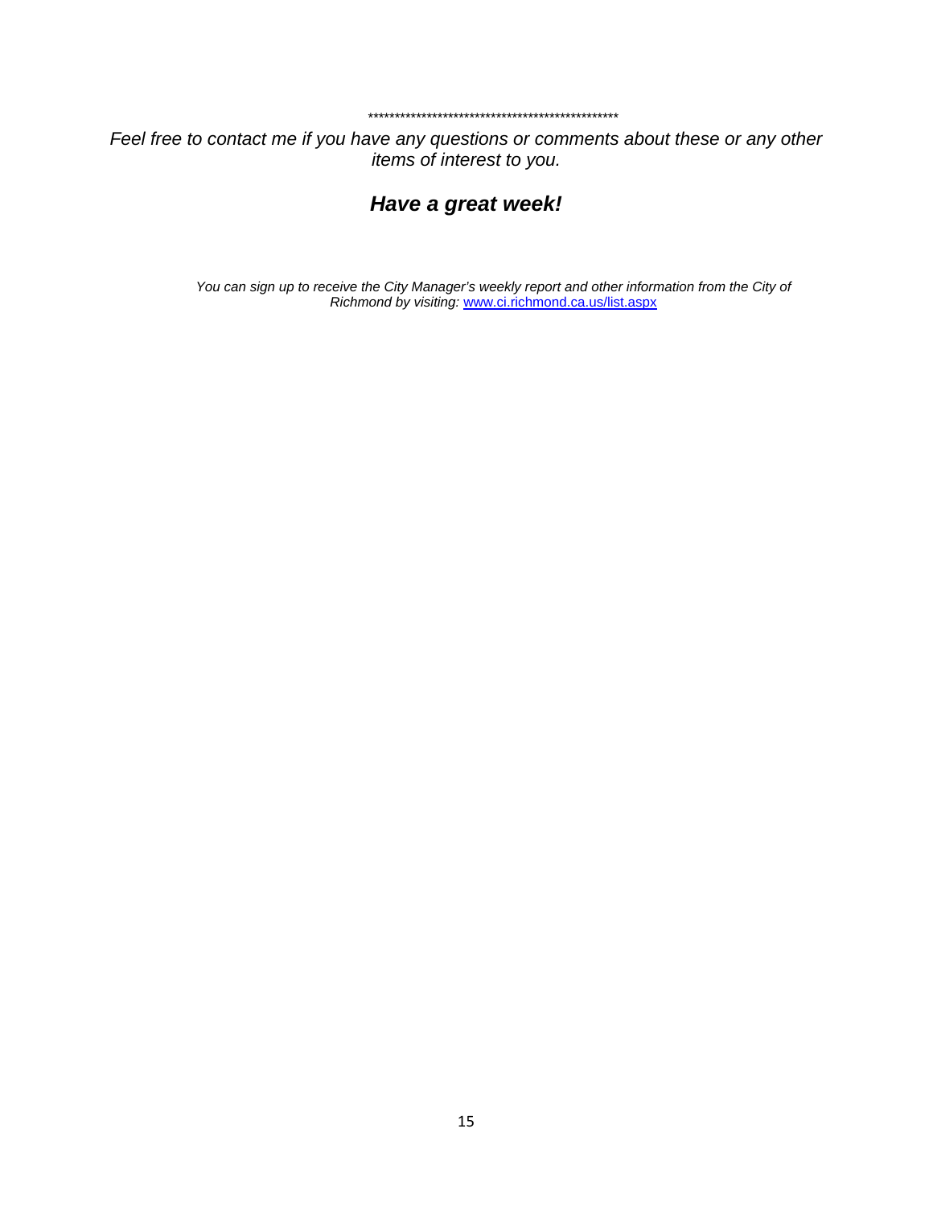\*\*\*\*\*\*\*\*\*\*\*\*\*\*\*\*\*\*\*\*\*\*\*\*\*\*\*\*\*\*\*\*\*\*\*\*\*\*\*\*\*\*\*\*\*\*\*

*Feel free to contact me if you have any questions or comments about these or any other items of interest to you.*

***Have a great week!***

*You can sign up to receive the City Manager's weekly report and other information from the City of Richmond by visiting:* [www.ci.richmond.ca.us/list.aspx](http://www.ci.richmond.ca.us/list.aspx)